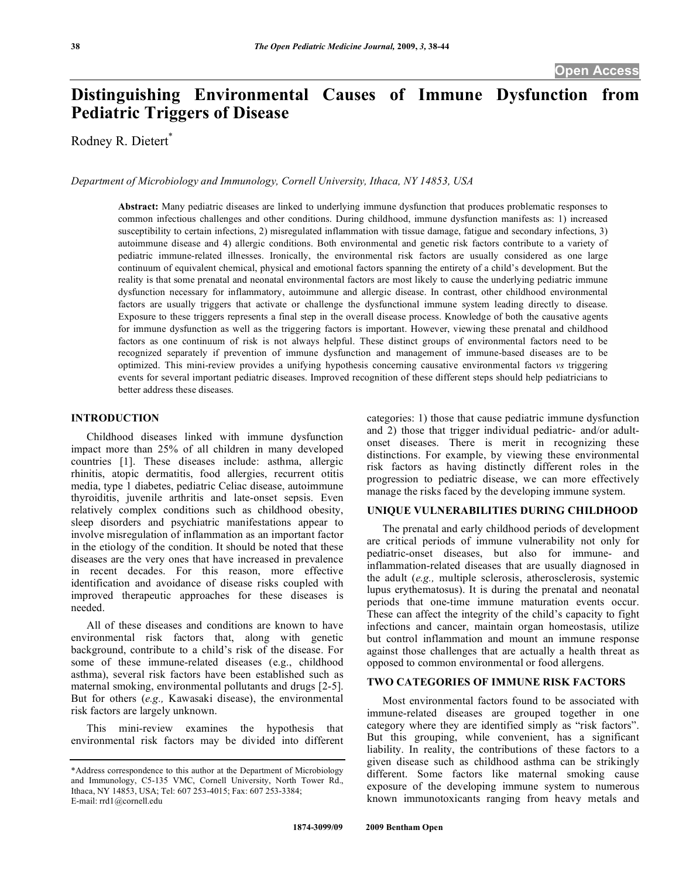# Distinguishing Environmental Causes of Immune Dysfunction from Pediatric Triggers of Disease

Rodney R. Dietert*

*Department of Microbiology and Immunology, Cornell University, Ithaca, NY 14853, USA*

**Abstract:** Many pediatric diseases are linked to underlying immune dysfunction that produces problematic responses to common infectious challenges and other conditions. During childhood, immune dysfunction manifests as: 1) increased susceptibility to certain infections, 2) misregulated inflammation with tissue damage, fatigue and secondary infections, 3) autoimmune disease and 4) allergic conditions. Both environmental and genetic risk factors contribute to a variety of pediatric immune-related illnesses. Ironically, the environmental risk factors are usually considered as one large continuum of equivalent chemical, physical and emotional factors spanning the entirety of a child's development. But the reality is that some prenatal and neonatal environmental factors are most likely to cause the underlying pediatric immune dysfunction necessary for inflammatory, autoimmune and allergic disease. In contrast, other childhood environmental factors are usually triggers that activate or challenge the dysfunctional immune system leading directly to disease. Exposure to these triggers represents a final step in the overall disease process. Knowledge of both the causative agents for immune dysfunction as well as the triggering factors is important. However, viewing these prenatal and childhood factors as one continuum of risk is not always helpful. These distinct groups of environmental factors need to be recognized separately if prevention of immune dysfunction and management of immune-based diseases are to be optimized. This mini-review provides a unifying hypothesis concerning causative environmental factors *vs* triggering events for several important pediatric diseases. Improved recognition of these different steps should help pediatricians to better address these diseases.

## INTRODUCTION

Childhood diseases linked with immune dysfunction impact more than 25% of all children in many developed countries [1]. These diseases include: asthma, allergic rhinitis, atopic dermatitis, food allergies, recurrent otitis media, type 1 diabetes, pediatric Celiac disease, autoimmune thyroiditis, juvenile arthritis and late-onset sepsis. Even relatively complex conditions such as childhood obesity, sleep disorders and psychiatric manifestations appear to involve misregulation of inflammation as an important factor in the etiology of the condition. It should be noted that these diseases are the very ones that have increased in prevalence in recent decades. For this reason, more effective identification and avoidance of disease risks coupled with improved therapeutic approaches for these diseases is needed.

All of these diseases and conditions are known to have environmental risk factors that, along with genetic background, contribute to a child's risk of the disease. For some of these immune-related diseases (e.g., childhood asthma), several risk factors have been established such as maternal smoking, environmental pollutants and drugs [2-5]. But for others (*e.g.,* Kawasaki disease), the environmental risk factors are largely unknown.

This mini-review examines the hypothesis that environmental risk factors may be divided into different categories: 1) those that cause pediatric immune dysfunction and 2) those that trigger individual pediatric- and/or adult-onset diseases. There is merit in recognizing these distinctions. For example, by viewing these environmental risk factors as having distinctly different roles in the progression to pediatric disease, we can more effectively manage the risks faced by the developing immune system.

## UNIQUE VULNERABILITIES DURING CHILDHOOD

The prenatal and early childhood periods of development are critical periods of immune vulnerability not only for pediatric-onset diseases, but also for immune- and inflammation-related diseases that are usually diagnosed in the adult (*e.g.,* multiple sclerosis, atherosclerosis, systemic lupus erythematosus). It is during the prenatal and neonatal periods that one-time immune maturation events occur. These can affect the integrity of the child's capacity to fight infections and cancer, maintain organ homeostasis, utilize but control inflammation and mount an immune response against those challenges that are actually a health threat as opposed to common environmental or food allergens.

## TWO CATEGORIES OF IMMUNE RISK FACTORS

Most environmental factors found to be associated with immune-related diseases are grouped together in one category where they are identified simply as "risk factors". But this grouping, while convenient, has a significant liability. In reality, the contributions of these factors to a given disease such as childhood asthma can be strikingly different. Some factors like maternal smoking cause exposure of the developing immune system to numerous known immunotoxicants ranging from heavy metals and

*Address correspondence to this author at the Department of Microbiology and Immunology, C5-135 VMC, Cornell University, North Tower Rd., Ithaca, NY 14853, USA; Tel: 607 253-4015; Fax: 607 253-3384; E-mail: rrd1@cornell.edu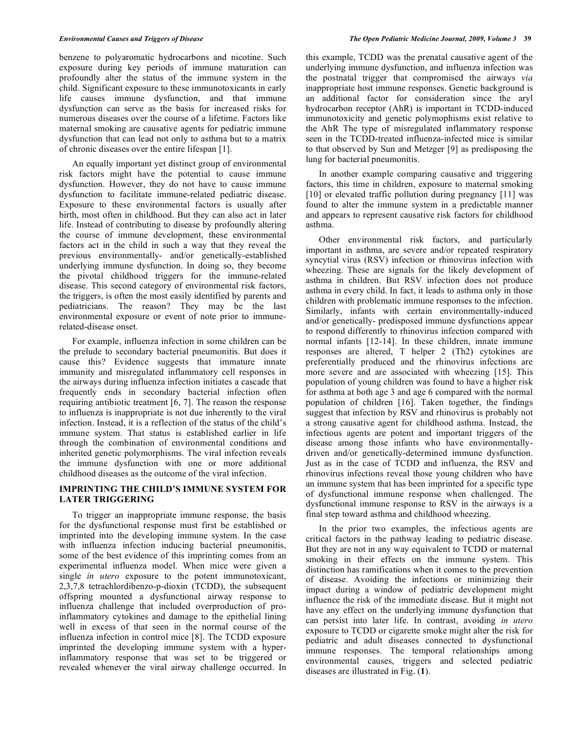benzene to polyaromatic hydrocarbons and nicotine. Such exposure during key periods of immune maturation can profoundly alter the status of the immune system in the child. Significant exposure to these immunotoxicants in early life causes immune dysfunction, and that immune dysfunction can serve as the basis for increased risks for numerous diseases over the course of a lifetime. Factors like maternal smoking are causative agents for pediatric immune dysfunction that can lead not only to asthma but to a matrix of chronic diseases over the entire lifespan [1].

An equally important yet distinct group of environmental risk factors might have the potential to cause immune dysfunction. However, they do not have to cause immune dysfunction to facilitate immune-related pediatric disease. Exposure to these environmental factors is usually after birth, most often in childhood. But they can also act in later life. Instead of contributing to disease by profoundly altering the course of immune development, these environmental factors act in the child in such a way that they reveal the previous environmentally- and/or genetically-established underlying immune dysfunction. In doing so, they become the pivotal childhood triggers for the immune-related disease. This second category of environmental risk factors, the triggers, is often the most easily identified by parents and pediatricians. The reason? They may be the last environmental exposure or event of note prior to immune-related-disease onset.

For example, influenza infection in some children can be the prelude to secondary bacterial pneumonitis. But does it cause this? Evidence suggests that immature innate immunity and misregulated inflammatory cell responses in the airways during influenza infection initiates a cascade that frequently ends in secondary bacterial infection often requiring antibiotic treatment [6, 7]. The reason the response to influenza is inappropriate is not due inherently to the viral infection. Instead, it is a reflection of the status of the child's immune system. That status is established earlier in life through the combination of environmental conditions and inherited genetic polymorphisms. The viral infection reveals the immune dysfunction with one or more additional childhood diseases as the outcome of the viral infection.

## IMPRINTING THE CHILD'S IMMUNE SYSTEM FOR LATER TRIGGERING

To trigger an inappropriate immune response, the basis for the dysfunctional response must first be established or imprinted into the developing immune system. In the case with influenza infection inducing bacterial pneumonitis, some of the best evidence of this imprinting comes from an experimental influenza model. When mice were given a single *in utero* exposure to the potent immunotoxicant, 2,3,7,8 tetrachlordibenzo-p-dioxin (TCDD), the subsequent offspring mounted a dysfunctional airway response to influenza challenge that included overproduction of pro-inflammatory cytokines and damage to the epithelial lining well in excess of that seen in the normal course of the influenza infection in control mice [8]. The TCDD exposure imprinted the developing immune system with a hyper-inflammatory response that was set to be triggered or revealed whenever the viral airway challenge occurred. In this example, TCDD was the prenatal causative agent of the underlying immune dysfunction, and influenza infection was the postnatal trigger that compromised the airways *via* inappropriate host immune responses. Genetic background is an additional factor for consideration since the aryl hydrocarbon receptor (AhR) is important in TCDD-induced immunotoxicity and genetic polymophisms exist relative to the AhR The type of misregulated inflammatory response seen in the TCDD-treated influenza-infected mice is similar to that observed by Sun and Metzger [9] as predisposing the lung for bacterial pneumonitis.

In another example comparing causative and triggering factors, this time in children, exposure to maternal smoking [10] or elevated traffic pollution during pregnancy [11] was found to alter the immune system in a predictable manner and appears to represent causative risk factors for childhood asthma.

Other environmental risk factors, and particularly important in asthma, are severe and/or repeated respiratory syncytial virus (RSV) infection or rhinovirus infection with wheezing. These are signals for the likely development of asthma in children. But RSV infection does not produce asthma in every child. In fact, it leads to asthma only in those children with problematic immune responses to the infection. Similarly, infants with certain environmentally-induced and/or genetically- predisposed immune dysfunctions appear to respond differently to rhinovirus infection compared with normal infants [12-14]. In these children, innate immune responses are altered, T helper 2 (Th2) cytokines are preferentially produced and the rhinovirus infections are more severe and are associated with wheezing [15]. This population of young children was found to have a higher risk for asthma at both age 3 and age 6 compared with the normal population of children [16]. Taken together, the findings suggest that infection by RSV and rhinovirus is probably not a strong causative agent for childhood asthma. Instead, the infectious agents are potent and important triggers of the disease among those infants who have environmentally-driven and/or genetically-determined immune dysfunction. Just as in the case of TCDD and influenza, the RSV and rhinovirus infections reveal those young children who have an immune system that has been imprinted for a specific type of dysfunctional immune response when challenged. The dysfunctional immune response to RSV in the airways is a final step toward asthma and childhood wheezing.

In the prior two examples, the infectious agents are critical factors in the pathway leading to pediatric disease. But they are not in any way equivalent to TCDD or maternal smoking in their effects on the immune system. This distinction has ramifications when it comes to the prevention of disease. Avoiding the infections or minimizing their impact during a window of pediatric development might influence the risk of the immediate disease. But it might not have any effect on the underlying immune dysfunction that can persist into later life. In contrast, avoiding *in utero* exposure to TCDD or cigarette smoke might alter the risk for pediatric and adult diseases connected to dysfunctional immune responses. The temporal relationships among environmental causes, triggers and selected pediatric diseases are illustrated in Fig. (**1**).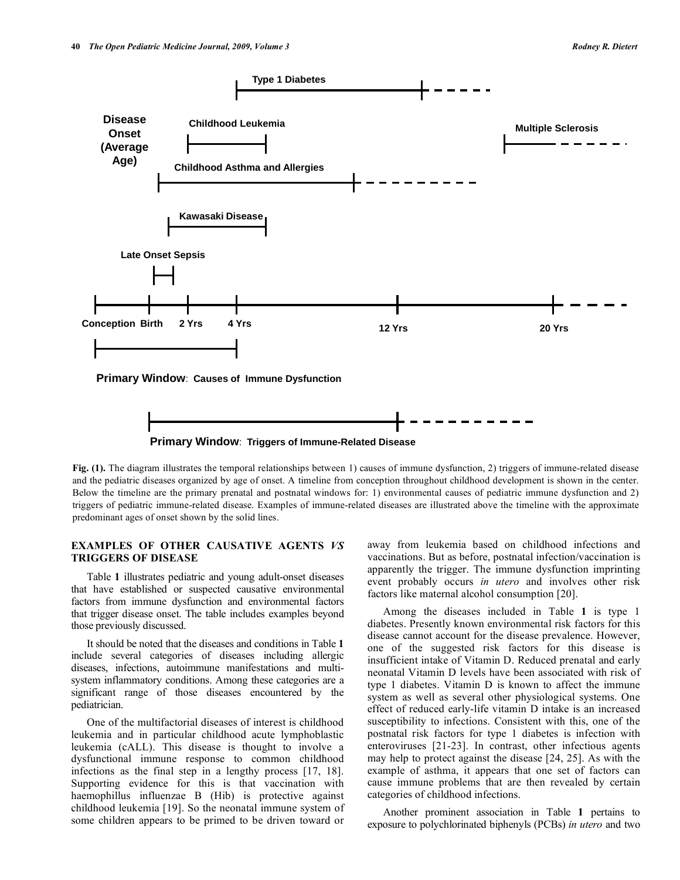**Fig. (1).** The diagram illustrates the temporal relationships between 1) causes of immune dysfunction, 2) triggers of immune-related disease and the pediatric diseases organized by age of onset. A timeline from conception throughout childhood development is shown in the center. Below the timeline are the primary prenatal and postnatal windows for: 1) environmental causes of pediatric immune dysfunction and 2) triggers of pediatric immune-related disease. Examples of immune-related diseases are illustrated above the timeline with the approximate predominant ages of onset shown by the solid lines.

## EXAMPLES OF OTHER CAUSATIVE AGENTS *VS* TRIGGERS OF DISEASE

Table **1** illustrates pediatric and young adult-onset diseases that have established or suspected causative environmental factors from immune dysfunction and environmental factors that trigger disease onset. The table includes examples beyond those previously discussed.

It should be noted that the diseases and conditions in Table **1** include several categories of diseases including allergic diseases, infections, autoimmune manifestations and multi-system inflammatory conditions. Among these categories are a significant range of those diseases encountered by the pediatrician.

One of the multifactorial diseases of interest is childhood leukemia and in particular childhood acute lymphoblastic leukemia (cALL). This disease is thought to involve a dysfunctional immune response to common childhood infections as the final step in a lengthy process [17, 18]. Supporting evidence for this is that vaccination with haemophillus influenzae B (Hib) is protective against childhood leukemia [19]. So the neonatal immune system of some children appears to be primed to be driven toward or away from leukemia based on childhood infections and vaccinations. But as before, postnatal infection/vaccination is apparently the trigger. The immune dysfunction imprinting event probably occurs *in utero* and involves other risk factors like maternal alcohol consumption [20].

Among the diseases included in Table **1** is type 1 diabetes. Presently known environmental risk factors for this disease cannot account for the disease prevalence. However, one of the suggested risk factors for this disease is insufficient intake of Vitamin D. Reduced prenatal and early neonatal Vitamin D levels have been associated with risk of type 1 diabetes. Vitamin D is known to affect the immune system as well as several other physiological systems. One effect of reduced early-life vitamin D intake is an increased susceptibility to infections. Consistent with this, one of the postnatal risk factors for type 1 diabetes is infection with enteroviruses [21-23]. In contrast, other infectious agents may help to protect against the disease [24, 25]. As with the example of asthma, it appears that one set of factors can cause immune problems that are then revealed by certain categories of childhood infections.

Another prominent association in Table **1** pertains to exposure to polychlorinated biphenyls (PCBs) *in utero* and two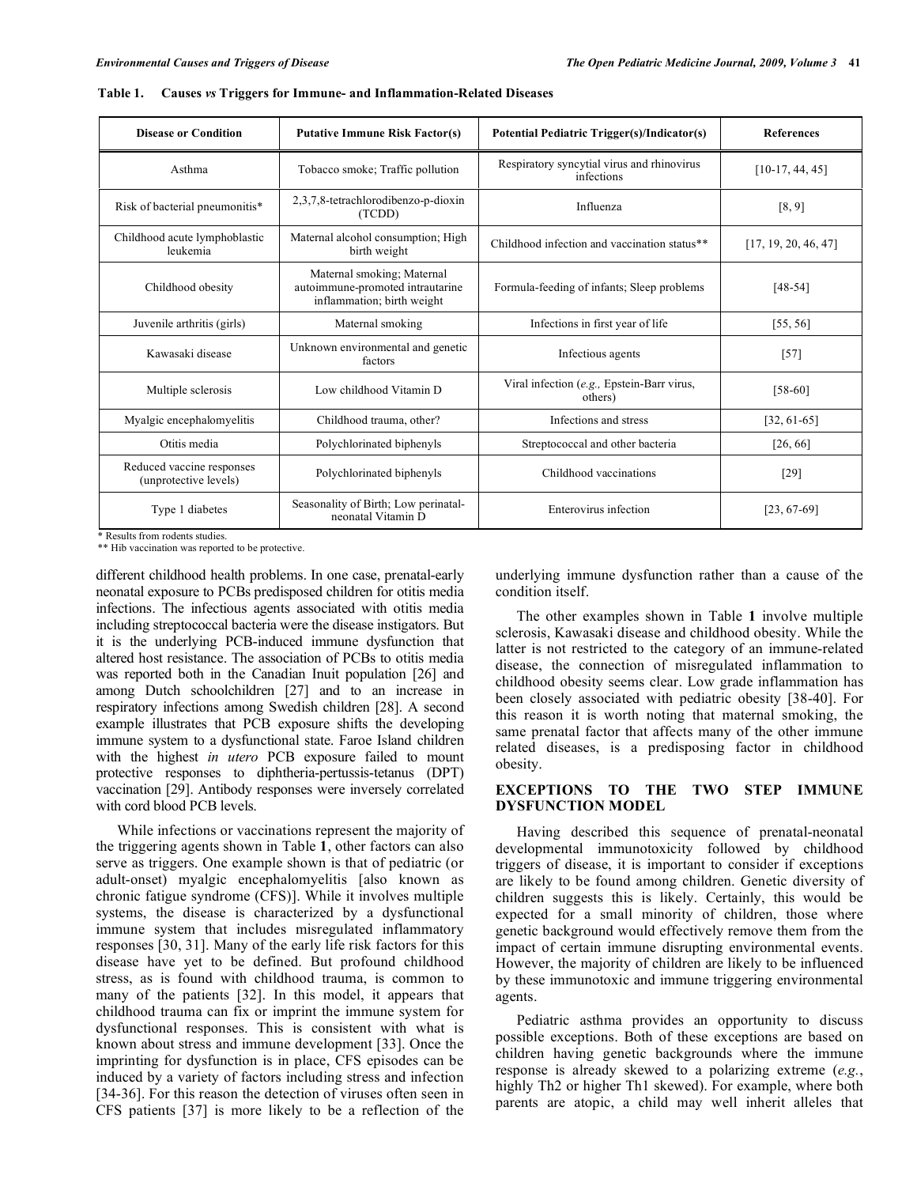**Table 1. Causes *vs* Triggers for Immune- and Inflammation-Related Diseases**

| Disease or Condition | Putative Immune Risk Factor(s) | Potential Pediatric Trigger(s)/Indicator(s) | References |
|---|---|---|---|
| Asthma | Tobacco smoke; Traffic pollution | Respiratory syncytial virus and rhinovirus infections | [10-17, 44, 45] |
| Risk of bacterial pneumonitis* | 2,3,7,8-tetrachlorodibenzo-p-dioxin (TCDD) | Influenza | [8, 9] |
| Childhood acute lymphoblastic leukemia | Maternal alcohol consumption; High birth weight | Childhood infection and vaccination status** | [17, 19, 20, 46, 47] |
| Childhood obesity | Maternal smoking; Maternal autoimmune-promoted intrautarine inflammation; birth weight | Formula-feeding of infants; Sleep problems | [48-54] |
| Juvenile arthritis (girls) | Maternal smoking | Infections in first year of life | [55, 56] |
| Kawasaki disease | Unknown environmental and genetic factors | Infectious agents | [57] |
| Multiple sclerosis | Low childhood Vitamin D | Viral infection (*e.g.,* Epstein-Barr virus, others) | [58-60] |
| Myalgic encephalomyelitis | Childhood trauma, other? | Infections and stress | [32, 61-65] |
| Otitis media | Polychlorinated biphenyls | Streptococcal and other bacteria | [26, 66] |
| Reduced vaccine responses (unprotective levels) | Polychlorinated biphenyls | Childhood vaccinations | [29] |
| Type 1 diabetes | Seasonality of Birth; Low perinatal-neonatal Vitamin D | Enterovirus infection | [23, 67-69] |

\* Results from rodents studies.
\*\* Hib vaccination was reported to be protective.

different childhood health problems. In one case, prenatal-early neonatal exposure to PCBs predisposed children for otitis media infections. The infectious agents associated with otitis media including streptococcal bacteria were the disease instigators. But it is the underlying PCB-induced immune dysfunction that altered host resistance. The association of PCBs to otitis media was reported both in the Canadian Inuit population [26] and among Dutch schoolchildren [27] and to an increase in respiratory infections among Swedish children [28]. A second example illustrates that PCB exposure shifts the developing immune system to a dysfunctional state. Faroe Island children with the highest *in utero* PCB exposure failed to mount protective responses to diphtheria-pertussis-tetanus (DPT) vaccination [29]. Antibody responses were inversely correlated with cord blood PCB levels.

While infections or vaccinations represent the majority of the triggering agents shown in Table **1**, other factors can also serve as triggers. One example shown is that of pediatric (or adult-onset) myalgic encephalomyelitis [also known as chronic fatigue syndrome (CFS)]. While it involves multiple systems, the disease is characterized by a dysfunctional immune system that includes misregulated inflammatory responses [30, 31]. Many of the early life risk factors for this disease have yet to be defined. But profound childhood stress, as is found with childhood trauma, is common to many of the patients [32]. In this model, it appears that childhood trauma can fix or imprint the immune system for dysfunctional responses. This is consistent with what is known about stress and immune development [33]. Once the imprinting for dysfunction is in place, CFS episodes can be induced by a variety of factors including stress and infection [34-36]. For this reason the detection of viruses often seen in CFS patients [37] is more likely to be a reflection of the underlying immune dysfunction rather than a cause of the condition itself.

The other examples shown in Table **1** involve multiple sclerosis, Kawasaki disease and childhood obesity. While the latter is not restricted to the category of an immune-related disease, the connection of misregulated inflammation to childhood obesity seems clear. Low grade inflammation has been closely associated with pediatric obesity [38-40]. For this reason it is worth noting that maternal smoking, the same prenatal factor that affects many of the other immune related diseases, is a predisposing factor in childhood obesity.

## EXCEPTIONS TO THE TWO STEP IMMUNE DYSFUNCTION MODEL

Having described this sequence of prenatal-neonatal developmental immunotoxicity followed by childhood triggers of disease, it is important to consider if exceptions are likely to be found among children. Genetic diversity of children suggests this is likely. Certainly, this would be expected for a small minority of children, those where genetic background would effectively remove them from the impact of certain immune disrupting environmental events. However, the majority of children are likely to be influenced by these immunotoxic and immune triggering environmental agents.

Pediatric asthma provides an opportunity to discuss possible exceptions. Both of these exceptions are based on children having genetic backgrounds where the immune response is already skewed to a polarizing extreme (*e.g.*, highly Th2 or higher Th1 skewed). For example, where both parents are atopic, a child may well inherit alleles that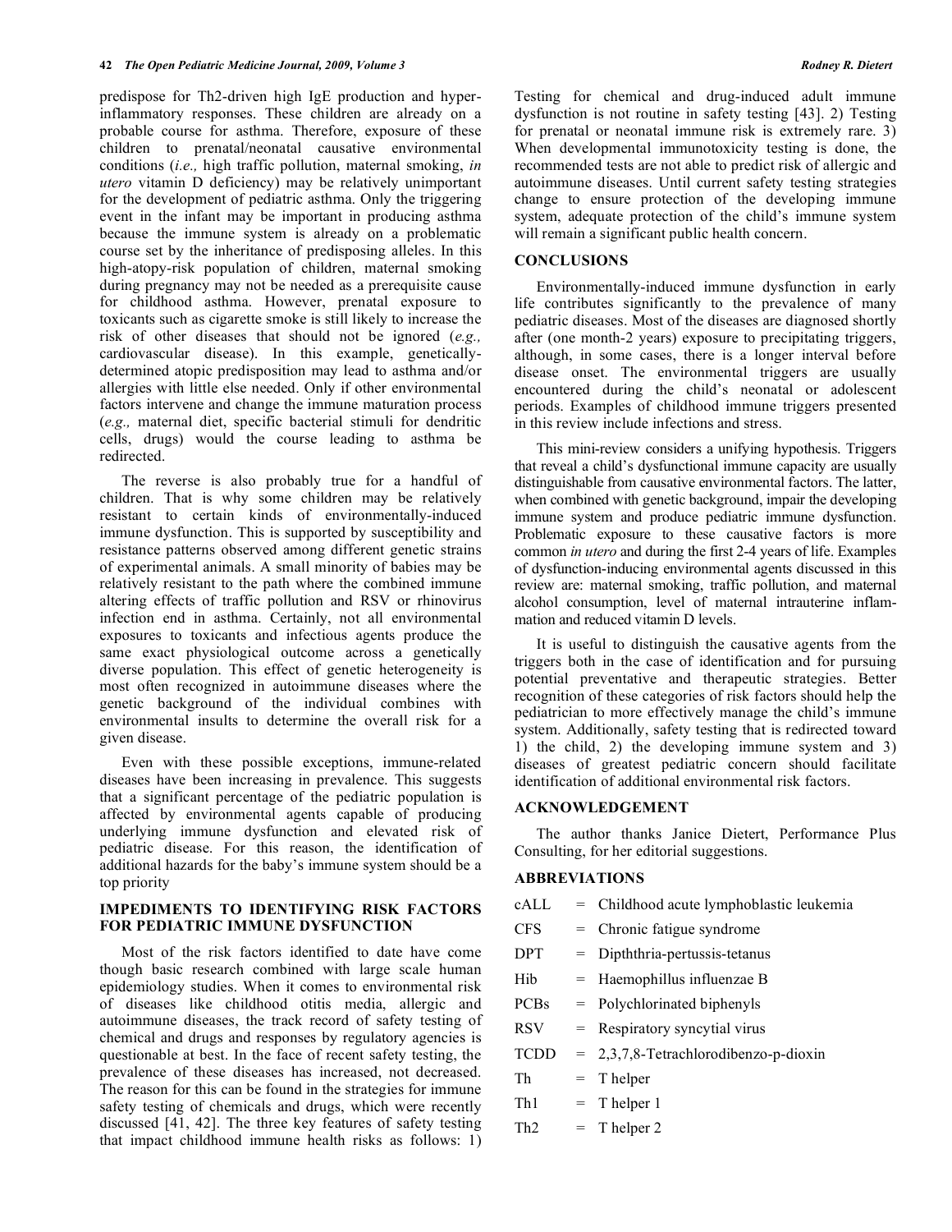predispose for Th2-driven high IgE production and hyper-inflammatory responses. These children are already on a probable course for asthma. Therefore, exposure of these children to prenatal/neonatal causative environmental conditions (*i.e.,* high traffic pollution, maternal smoking, *in utero* vitamin D deficiency) may be relatively unimportant for the development of pediatric asthma. Only the triggering event in the infant may be important in producing asthma because the immune system is already on a problematic course set by the inheritance of predisposing alleles. In this high-atopy-risk population of children, maternal smoking during pregnancy may not be needed as a prerequisite cause for childhood asthma. However, prenatal exposure to toxicants such as cigarette smoke is still likely to increase the risk of other diseases that should not be ignored (*e.g.,* cardiovascular disease). In this example, genetically-determined atopic predisposition may lead to asthma and/or allergies with little else needed. Only if other environmental factors intervene and change the immune maturation process (*e.g.,* maternal diet, specific bacterial stimuli for dendritic cells, drugs) would the course leading to asthma be redirected.

The reverse is also probably true for a handful of children. That is why some children may be relatively resistant to certain kinds of environmentally-induced immune dysfunction. This is supported by susceptibility and resistance patterns observed among different genetic strains of experimental animals. A small minority of babies may be relatively resistant to the path where the combined immune altering effects of traffic pollution and RSV or rhinovirus infection end in asthma. Certainly, not all environmental exposures to toxicants and infectious agents produce the same exact physiological outcome across a genetically diverse population. This effect of genetic heterogeneity is most often recognized in autoimmune diseases where the genetic background of the individual combines with environmental insults to determine the overall risk for a given disease.

Even with these possible exceptions, immune-related diseases have been increasing in prevalence. This suggests that a significant percentage of the pediatric population is affected by environmental agents capable of producing underlying immune dysfunction and elevated risk of pediatric disease. For this reason, the identification of additional hazards for the baby's immune system should be a top priority

## IMPEDIMENTS TO IDENTIFYING RISK FACTORS FOR PEDIATRIC IMMUNE DYSFUNCTION

Most of the risk factors identified to date have come though basic research combined with large scale human epidemiology studies. When it comes to environmental risk of diseases like childhood otitis media, allergic and autoimmune diseases, the track record of safety testing of chemical and drugs and responses by regulatory agencies is questionable at best. In the face of recent safety testing, the prevalence of these diseases has increased, not decreased. The reason for this can be found in the strategies for immune safety testing of chemicals and drugs, which were recently discussed [41, 42]. The three key features of safety testing that impact childhood immune health risks as follows: 1) Testing for chemical and drug-induced adult immune dysfunction is not routine in safety testing [43]. 2) Testing for prenatal or neonatal immune risk is extremely rare. 3) When developmental immunotoxicity testing is done, the recommended tests are not able to predict risk of allergic and autoimmune diseases. Until current safety testing strategies change to ensure protection of the developing immune system, adequate protection of the child's immune system will remain a significant public health concern.

## CONCLUSIONS

Environmentally-induced immune dysfunction in early life contributes significantly to the prevalence of many pediatric diseases. Most of the diseases are diagnosed shortly after (one month-2 years) exposure to precipitating triggers, although, in some cases, there is a longer interval before disease onset. The environmental triggers are usually encountered during the child's neonatal or adolescent periods. Examples of childhood immune triggers presented in this review include infections and stress.

This mini-review considers a unifying hypothesis. Triggers that reveal a child's dysfunctional immune capacity are usually distinguishable from causative environmental factors. The latter, when combined with genetic background, impair the developing immune system and produce pediatric immune dysfunction. Problematic exposure to these causative factors is more common *in utero* and during the first 2-4 years of life. Examples of dysfunction-inducing environmental agents discussed in this review are: maternal smoking, traffic pollution, and maternal alcohol consumption, level of maternal intrauterine inflammation and reduced vitamin D levels.

It is useful to distinguish the causative agents from the triggers both in the case of identification and for pursuing potential preventative and therapeutic strategies. Better recognition of these categories of risk factors should help the pediatrician to more effectively manage the child's immune system. Additionally, safety testing that is redirected toward 1) the child, 2) the developing immune system and 3) diseases of greatest pediatric concern should facilitate identification of additional environmental risk factors.

## ACKNOWLEDGEMENT

The author thanks Janice Dietert, Performance Plus Consulting, for her editorial suggestions.

## ABBREVIATIONS

| | | |
|---|---|---|
| cALL | = | Childhood acute lymphoblastic leukemia |
| CFS | = | Chronic fatigue syndrome |
| DPT | = | Dipththria-pertussis-tetanus |
| Hib | = | Haemophillus influenzae B |
| PCBs | = | Polychlorinated biphenyls |
| RSV | = | Respiratory syncytial virus |
| TCDD | = | 2,3,7,8-Tetrachlorodibenzo-p-dioxin |
| Th | = | T helper |
| Th1 | = | T helper 1 |
| Th2 | = | T helper 2 |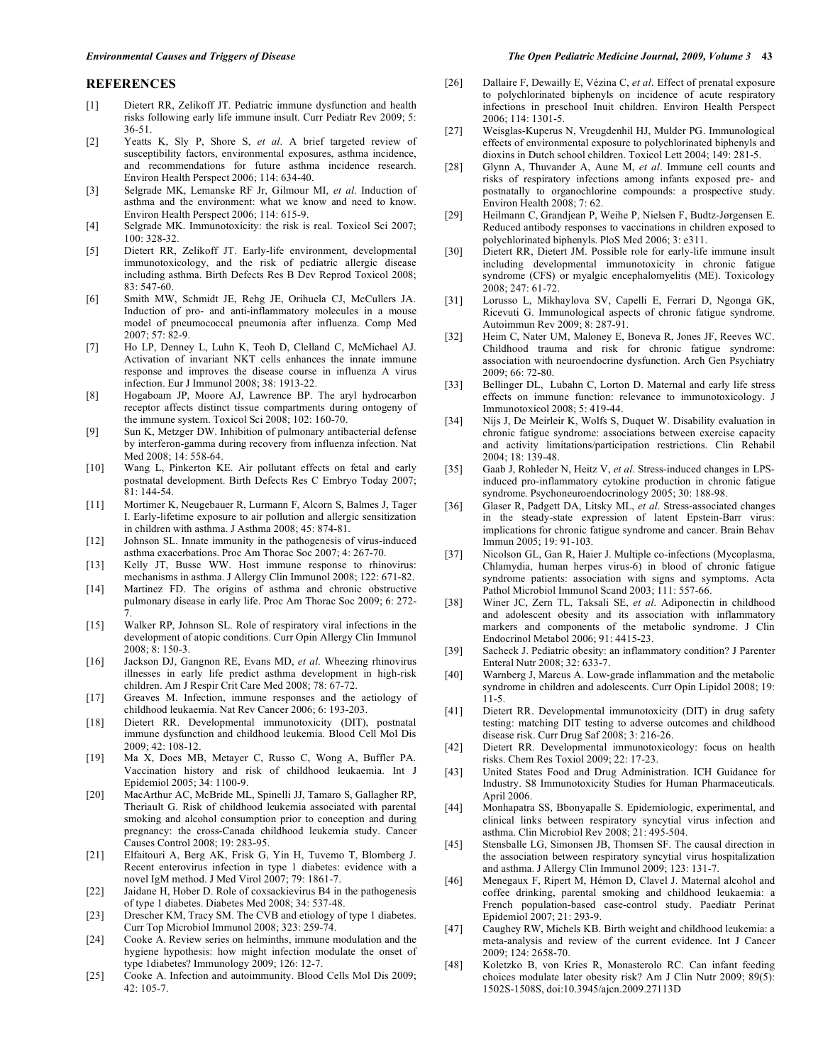## REFERENCES

[1] Dietert RR, Zelikoff JT. Pediatric immune dysfunction and health risks following early life immune insult. Curr Pediatr Rev 2009; 5: 36-51.

[2] Yeatts K, Sly P, Shore S, *et al*. A brief targeted review of susceptibility factors, environmental exposures, asthma incidence, and recommendations for future asthma incidence research. Environ Health Perspect 2006; 114: 634-40.

[3] Selgrade MK, Lemanske RF Jr, Gilmour MI, *et al*. Induction of asthma and the environment: what we know and need to know. Environ Health Perspect 2006; 114: 615-9.

[4] Selgrade MK. Immunotoxicity: the risk is real. Toxicol Sci 2007; 100: 328-32.

[5] Dietert RR, Zelikoff JT. Early-life environment, developmental immunotoxicology, and the risk of pediatric allergic disease including asthma. Birth Defects Res B Dev Reprod Toxicol 2008; 83: 547-60.

[6] Smith MW, Schmidt JE, Rehg JE, Orihuela CJ, McCullers JA. Induction of pro- and anti-inflammatory molecules in a mouse model of pneumococcal pneumonia after influenza. Comp Med 2007; 57: 82-9.

[7] Ho LP, Denney L, Luhn K, Teoh D, Clelland C, McMichael AJ. Activation of invariant NKT cells enhances the innate immune response and improves the disease course in influenza A virus infection. Eur J Immunol 2008; 38: 1913-22.

[8] Hogaboam JP, Moore AJ, Lawrence BP. The aryl hydrocarbon receptor affects distinct tissue compartments during ontogeny of the immune system. Toxicol Sci 2008; 102: 160-70.

[9] Sun K, Metzger DW. Inhibition of pulmonary antibacterial defense by interferon-gamma during recovery from influenza infection. Nat Med 2008; 14: 558-64.

[10] Wang L, Pinkerton KE. Air pollutant effects on fetal and early postnatal development. Birth Defects Res C Embryo Today 2007; 81: 144-54.

[11] Mortimer K, Neugebauer R, Lurmann F, Alcorn S, Balmes J, Tager I. Early-lifetime exposure to air pollution and allergic sensitization in children with asthma. J Asthma 2008; 45: 874-81.

[12] Johnson SL. Innate immunity in the pathogenesis of virus-induced asthma exacerbations. Proc Am Thorac Soc 2007; 4: 267-70.

[13] Kelly JT, Busse WW. Host immune response to rhinovirus: mechanisms in asthma. J Allergy Clin Immunol 2008; 122: 671-82.

[14] Martinez FD. The origins of asthma and chronic obstructive pulmonary disease in early life. Proc Am Thorac Soc 2009; 6: 272-7.

[15] Walker RP, Johnson SL. Role of respiratory viral infections in the development of atopic conditions. Curr Opin Allergy Clin Immunol 2008; 8: 150-3.

[16] Jackson DJ, Gangnon RE, Evans MD, *et al*. Wheezing rhinovirus illnesses in early life predict asthma development in high-risk children. Am J Respir Crit Care Med 2008; 78: 67-72.

[17] Greaves M. Infection, immune responses and the aetiology of childhood leukaemia. Nat Rev Cancer 2006; 6: 193-203.

[18] Dietert RR. Developmental immunotoxicity (DIT), postnatal immune dysfunction and childhood leukemia. Blood Cell Mol Dis 2009; 42: 108-12.

[19] Ma X, Does MB, Metayer C, Russo C, Wong A, Buffler PA. Vaccination history and risk of childhood leukaemia. Int J Epidemiol 2005; 34: 1100-9.

[20] MacArthur AC, McBride ML, Spinelli JJ, Tamaro S, Gallagher RP, Theriault G. Risk of childhood leukemia associated with parental smoking and alcohol consumption prior to conception and during pregnancy: the cross-Canada childhood leukemia study. Cancer Causes Control 2008; 19: 283-95.

[21] Elfaitouri A, Berg AK, Frisk G, Yin H, Tuvemo T, Blomberg J. Recent enterovirus infection in type 1 diabetes: evidence with a novel IgM method. J Med Virol 2007; 79: 1861-7.

[22] Jaidane H, Hober D. Role of coxsackievirus B4 in the pathogenesis of type 1 diabetes. Diabetes Med 2008; 34: 537-48.

[23] Drescher KM, Tracy SM. The CVB and etiology of type 1 diabetes. Curr Top Microbiol Immunol 2008; 323: 259-74.

[24] Cooke A. Review series on helminths, immune modulation and the hygiene hypothesis: how might infection modulate the onset of type 1diabetes? Immunology 2009; 126: 12-7.

[25] Cooke A. Infection and autoimmunity. Blood Cells Mol Dis 2009; 42: 105-7.

[26] Dallaire F, Dewailly E, Vézina C, *et al*. Effect of prenatal exposure to polychlorinated biphenyls on incidence of acute respiratory infections in preschool Inuit children. Environ Health Perspect 2006; 114: 1301-5.

[27] Weisglas-Kuperus N, Vreugdenhil HJ, Mulder PG. Immunological effects of environmental exposure to polychlorinated biphenyls and dioxins in Dutch school children. Toxicol Lett 2004; 149: 281-5.

[28] Glynn A, Thuvander A, Aune M, *et al*. Immune cell counts and risks of respiratory infections among infants exposed pre- and postnatally to organochlorine compounds: a prospective study. Environ Health 2008; 7: 62.

[29] Heilmann C, Grandjean P, Weihe P, Nielsen F, Budtz-Jørgensen E. Reduced antibody responses to vaccinations in children exposed to polychlorinated biphenyls. PloS Med 2006; 3: e311.

[30] Dietert RR, Dietert JM. Possible role for early-life immune insult including developmental immunotoxicity in chronic fatigue syndrome (CFS) or myalgic encephalomyelitis (ME). Toxicology 2008; 247: 61-72.

[31] Lorusso L, Mikhaylova SV, Capelli E, Ferrari D, Ngonga GK, Ricevuti G. Immunological aspects of chronic fatigue syndrome. Autoimmun Rev 2009; 8: 287-91.

[32] Heim C, Nater UM, Maloney E, Boneva R, Jones JF, Reeves WC. Childhood trauma and risk for chronic fatigue syndrome: association with neuroendocrine dysfunction. Arch Gen Psychiatry 2009; 66: 72-80.

[33] Bellinger DL, Lubahn C, Lorton D. Maternal and early life stress effects on immune function: relevance to immunotoxicology. J Immunotoxicol 2008; 5: 419-44.

[34] Nijs J, De Meirleir K, Wolfs S, Duquet W. Disability evaluation in chronic fatigue syndrome: associations between exercise capacity and activity limitations/participation restrictions. Clin Rehabil 2004; 18: 139-48.

[35] Gaab J, Rohleder N, Heitz V, *et al*. Stress-induced changes in LPS-induced pro-inflammatory cytokine production in chronic fatigue syndrome. Psychoneuroendocrinology 2005; 30: 188-98.

[36] Glaser R, Padgett DA, Litsky ML, *et al*. Stress-associated changes in the steady-state expression of latent Epstein-Barr virus: implications for chronic fatigue syndrome and cancer. Brain Behav Immun 2005; 19: 91-103.

[37] Nicolson GL, Gan R, Haier J. Multiple co-infections (Mycoplasma, Chlamydia, human herpes virus-6) in blood of chronic fatigue syndrome patients: association with signs and symptoms. Acta Pathol Microbiol Immunol Scand 2003; 111: 557-66.

[38] Winer JC, Zern TL, Taksali SE, *et al*. Adiponectin in childhood and adolescent obesity and its association with inflammatory markers and components of the metabolic syndrome. J Clin Endocrinol Metabol 2006; 91: 4415-23.

[39] Sacheck J. Pediatric obesity: an inflammatory condition? J Parenter Enteral Nutr 2008; 32: 633-7.

[40] Warnberg J, Marcus A. Low-grade inflammation and the metabolic syndrome in children and adolescents. Curr Opin Lipidol 2008; 19: 11-5.

[41] Dietert RR. Developmental immunotoxicity (DIT) in drug safety testing: matching DIT testing to adverse outcomes and childhood disease risk. Curr Drug Saf 2008; 3: 216-26.

[42] Dietert RR. Developmental immunotoxicology: focus on health risks. Chem Res Toxiol 2009; 22: 17-23.

[43] United States Food and Drug Administration. ICH Guidance for Industry. S8 Immunotoxicity Studies for Human Pharmaceuticals. April 2006.

[44] Monhapatra SS, Bbonyapalle S. Epidemiologic, experimental, and clinical links between respiratory syncytial virus infection and asthma. Clin Microbiol Rev 2008; 21: 495-504.

[45] Stensballe LG, Simonsen JB, Thomsen SF. The causal direction in the association between respiratory syncytial virus hospitalization and asthma. J Allergy Clin Immunol 2009; 123: 131-7.

[46] Menegaux F, Ripert M, Hémon D, Clavel J. Maternal alcohol and coffee drinking, parental smoking and childhood leukaemia: a French population-based case-control study. Paediatr Perinat Epidemiol 2007; 21: 293-9.

[47] Caughey RW, Michels KB. Birth weight and childhood leukemia: a meta-analysis and review of the current evidence. Int J Cancer 2009; 124: 2658-70.

[48] Koletzko B, von Kries R, Monasterolo RC. Can infant feeding choices modulate later obesity risk? Am J Clin Nutr 2009; 89(5): 1502S-1508S, doi:10.3945/ajcn.2009.27113D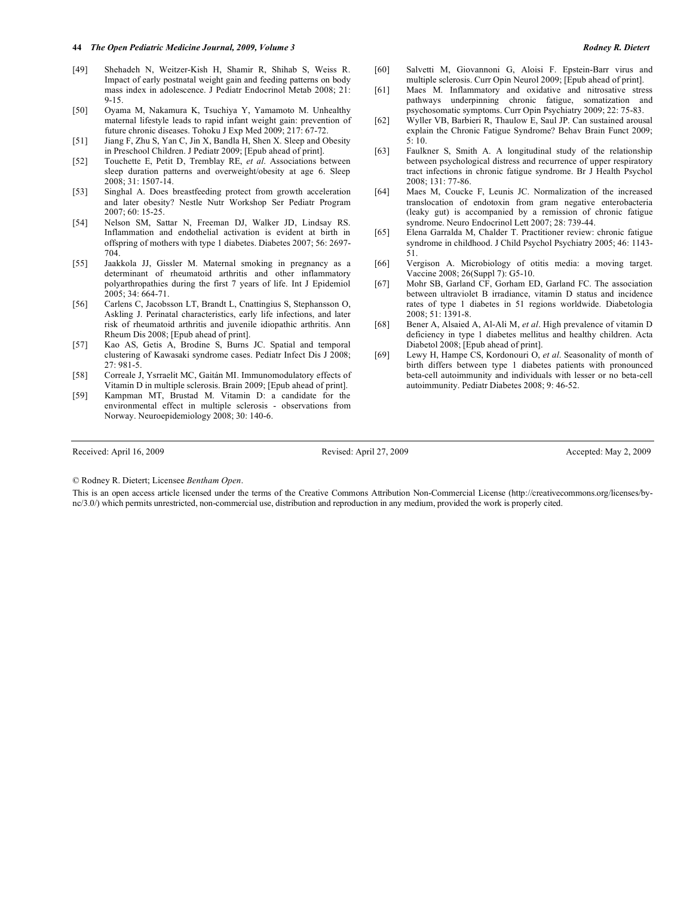[49] Shehadeh N, Weitzer-Kish H, Shamir R, Shihab S, Weiss R. Impact of early postnatal weight gain and feeding patterns on body mass index in adolescence. J Pediatr Endocrinol Metab 2008; 21: 9-15.

[50] Oyama M, Nakamura K, Tsuchiya Y, Yamamoto M. Unhealthy maternal lifestyle leads to rapid infant weight gain: prevention of future chronic diseases. Tohoku J Exp Med 2009; 217: 67-72.

[51] Jiang F, Zhu S, Yan C, Jin X, Bandla H, Shen X. Sleep and Obesity in Preschool Children. J Pediatr 2009; [Epub ahead of print].

[52] Touchette E, Petit D, Tremblay RE, *et al*. Associations between sleep duration patterns and overweight/obesity at age 6. Sleep 2008; 31: 1507-14.

[53] Singhal A. Does breastfeeding protect from growth acceleration and later obesity? Nestle Nutr Workshop Ser Pediatr Program 2007; 60: 15-25.

[54] Nelson SM, Sattar N, Freeman DJ, Walker JD, Lindsay RS. Inflammation and endothelial activation is evident at birth in offspring of mothers with type 1 diabetes. Diabetes 2007; 56: 2697-704.

[55] Jaakkola JJ, Gissler M. Maternal smoking in pregnancy as a determinant of rheumatoid arthritis and other inflammatory polyarthropathies during the first 7 years of life. Int J Epidemiol 2005; 34: 664-71.

[56] Carlens C, Jacobsson LT, Brandt L, Cnattingius S, Stephansson O, Askling J. Perinatal characteristics, early life infections, and later risk of rheumatoid arthritis and juvenile idiopathic arthritis. Ann Rheum Dis 2008; [Epub ahead of print].

[57] Kao AS, Getis A, Brodine S, Burns JC. Spatial and temporal clustering of Kawasaki syndrome cases. Pediatr Infect Dis J 2008; 27: 981-5.

[58] Correale J, Ysrraelit MC, Gaitán MI. Immunomodulatory effects of Vitamin D in multiple sclerosis. Brain 2009; [Epub ahead of print].

[59] Kampman MT, Brustad M. Vitamin D: a candidate for the environmental effect in multiple sclerosis - observations from Norway. Neuroepidemiology 2008; 30: 140-6.

[60] Salvetti M, Giovannoni G, Aloisi F. Epstein-Barr virus and multiple sclerosis. Curr Opin Neurol 2009; [Epub ahead of print].

[61] Maes M. Inflammatory and oxidative and nitrosative stress pathways underpinning chronic fatigue, somatization and psychosomatic symptoms. Curr Opin Psychiatry 2009; 22: 75-83.

[62] Wyller VB, Barbieri R, Thaulow E, Saul JP. Can sustained arousal explain the Chronic Fatigue Syndrome? Behav Brain Funct 2009; 5: 10.

[63] Faulkner S, Smith A. A longitudinal study of the relationship between psychological distress and recurrence of upper respiratory tract infections in chronic fatigue syndrome. Br J Health Psychol 2008; 131: 77-86.

[64] Maes M, Coucke F, Leunis JC. Normalization of the increased translocation of endotoxin from gram negative enterobacteria (leaky gut) is accompanied by a remission of chronic fatigue syndrome. Neuro Endocrinol Lett 2007; 28: 739-44.

[65] Elena Garralda M, Chalder T. Practitioner review: chronic fatigue syndrome in childhood. J Child Psychol Psychiatry 2005; 46: 1143-51.

[66] Vergison A. Microbiology of otitis media: a moving target. Vaccine 2008; 26(Suppl 7): G5-10.

[67] Mohr SB, Garland CF, Gorham ED, Garland FC. The association between ultraviolet B irradiance, vitamin D status and incidence rates of type 1 diabetes in 51 regions worldwide. Diabetologia 2008; 51: 1391-8.

[68] Bener A, Alsaied A, Al-Ali M, *et al*. High prevalence of vitamin D deficiency in type 1 diabetes mellitus and healthy children. Acta Diabetol 2008; [Epub ahead of print].

[69] Lewy H, Hampe CS, Kordonouri O, *et al*. Seasonality of month of birth differs between type 1 diabetes patients with pronounced beta-cell autoimmunity and individuals with lesser or no beta-cell autoimmunity. Pediatr Diabetes 2008; 9: 46-52.

Received: April 16, 2009 Revised: April 27, 2009 Accepted: May 2, 2009

© Rodney R. Dietert; Licensee *Bentham Open*.

This is an open access article licensed under the terms of the Creative Commons Attribution Non-Commercial License (http://creativecommons.org/licenses/by-nc/3.0/) which permits unrestricted, non-commercial use, distribution and reproduction in any medium, provided the work is properly cited.